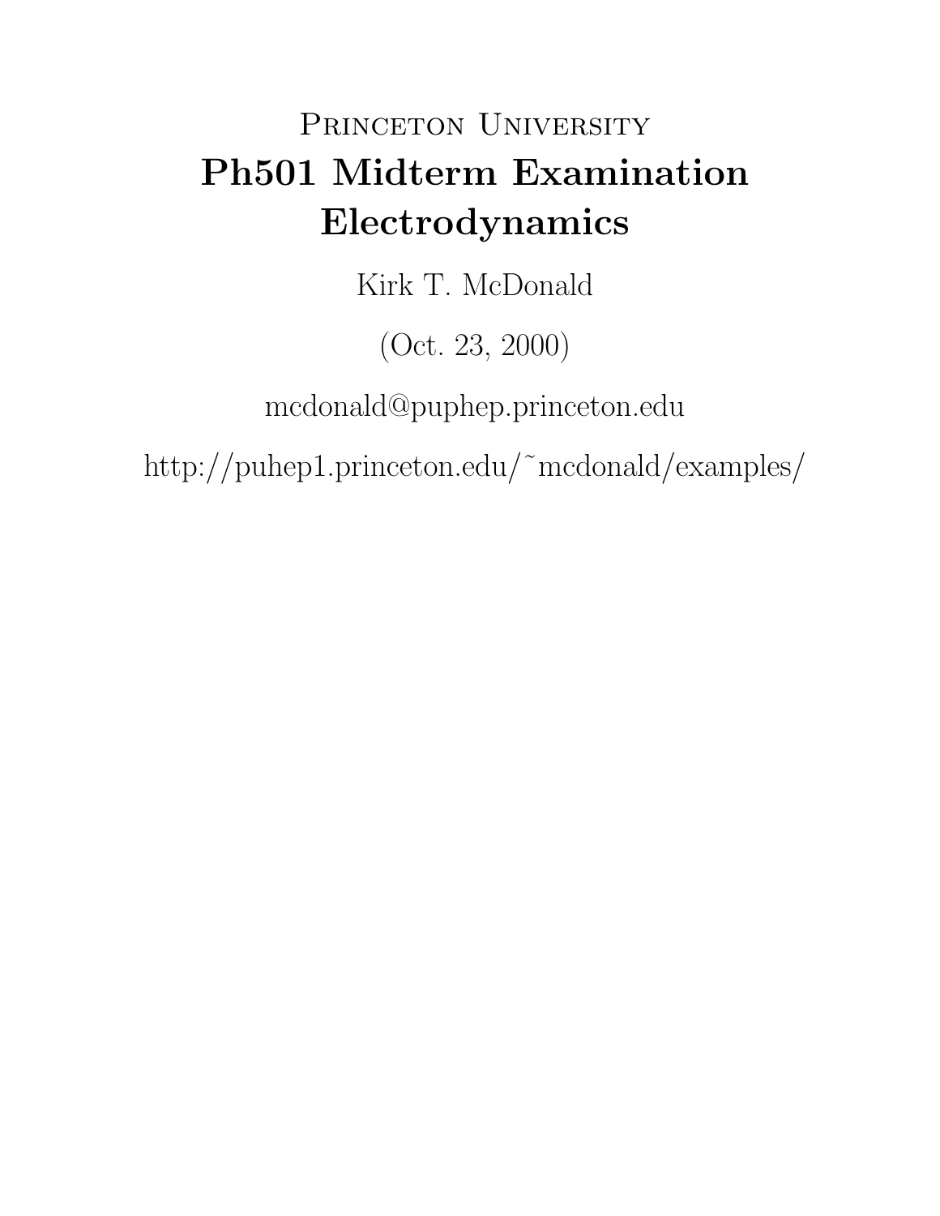# Princeton University

# Ph501 Midterm Examination

# Electrodynamics

Kirk T. McDonald

(Oct. 23, 2000)

mcdonald@puphep.princeton.edu

http://puhep1.princeton.edu/~mcdonald/examples/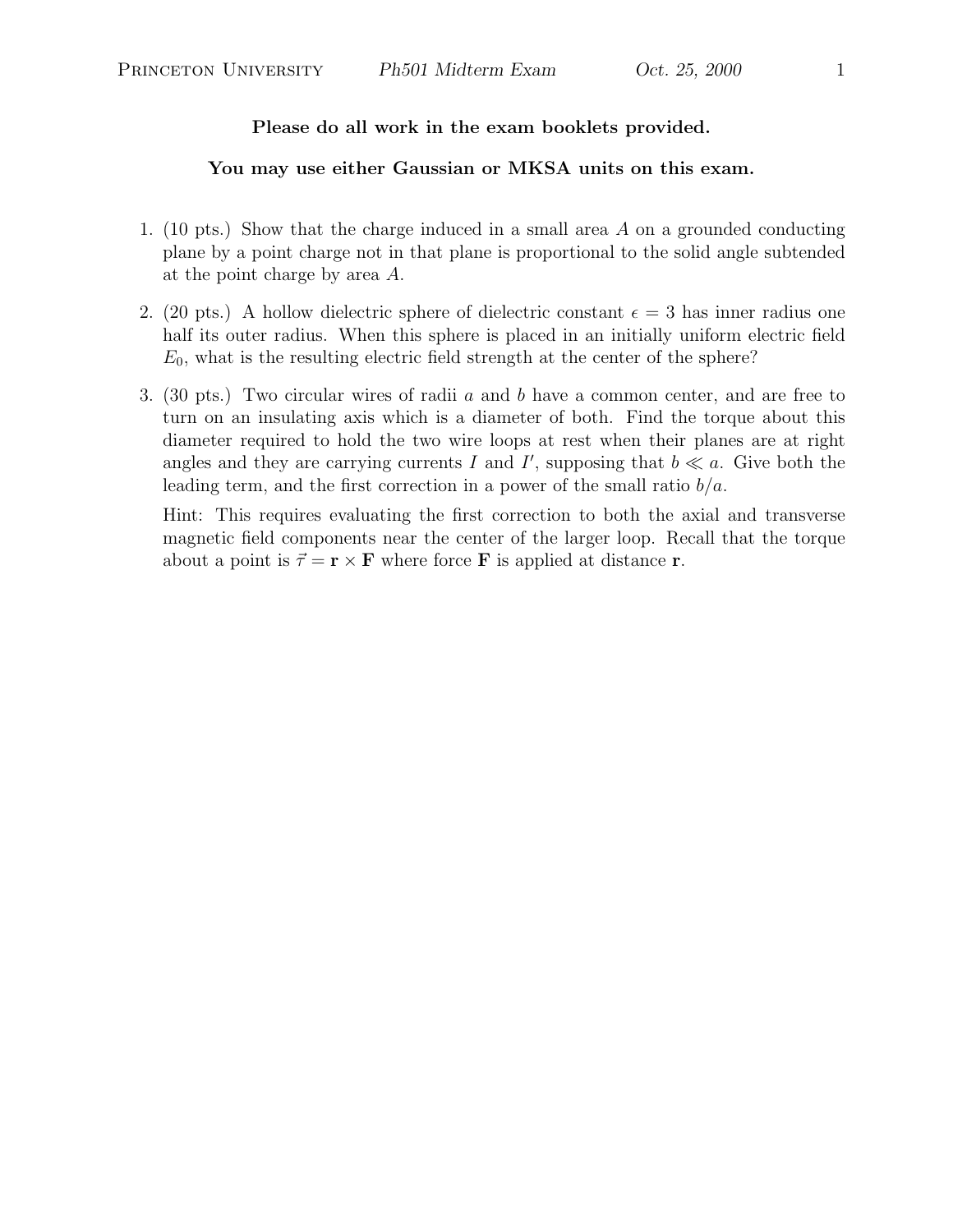**Please do all work in the exam booklets provided.**

**You may use either Gaussian or MKSA units on this exam.**

1. (10 pts.) Show that the charge induced in a small area $A$ on a grounded conducting plane by a point charge not in that plane is proportional to the solid angle subtended at the point charge by area $A$.

2. (20 pts.) A hollow dielectric sphere of dielectric constant $\epsilon = 3$ has inner radius one half its outer radius. When this sphere is placed in an initially uniform electric field $E_0$, what is the resulting electric field strength at the center of the sphere?

3. (30 pts.) Two circular wires of radii $a$ and $b$ have a common center, and are free to turn on an insulating axis which is a diameter of both. Find the torque about this diameter required to hold the two wire loops at rest when their planes are at right angles and they are carrying currents $I$ and $I'$, supposing that $b \ll a$. Give both the leading term, and the first correction in a power of the small ratio $b/a$.

   Hint: This requires evaluating the first correction to both the axial and transverse magnetic field components near the center of the larger loop. Recall that the torque about a point is $\vec{\tau} = \mathbf{r} \times \mathbf{F}$ where force $\mathbf{F}$ is applied at distance $\mathbf{r}$.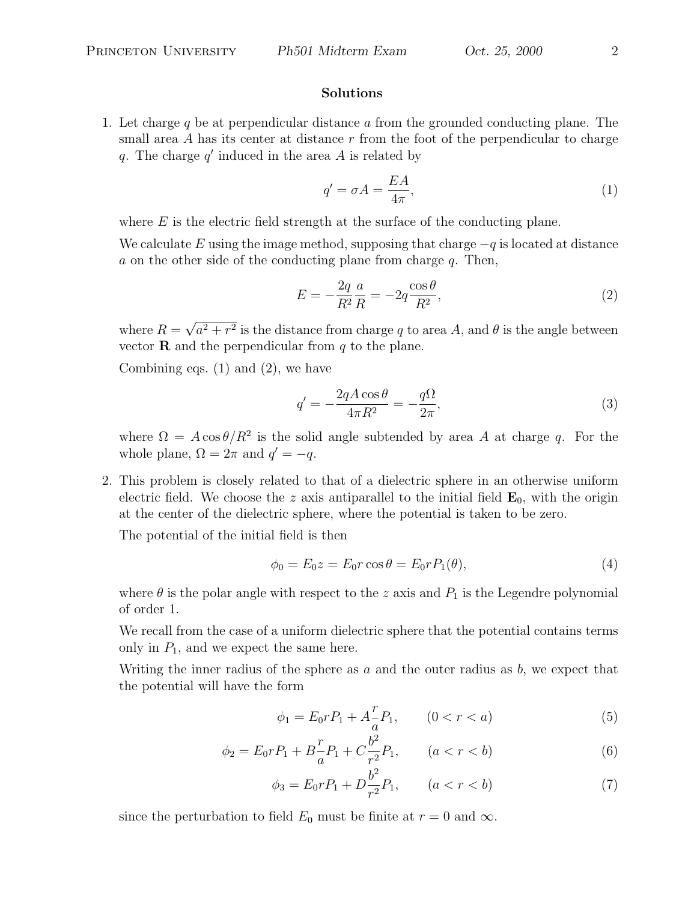**Solutions**

1. Let charge $q$ be at perpendicular distance $a$ from the grounded conducting plane. The small area $A$ has its center at distance $r$ from the foot of the perpendicular to charge $q$. The charge $q'$ induced in the area $A$ is related by

$$q' = \sigma A = \frac{EA}{4\pi}, \tag{1}$$

where $E$ is the electric field strength at the surface of the conducting plane.

We calculate $E$ using the image method, supposing that charge $-q$ is located at distance $a$ on the other side of the conducting plane from charge $q$. Then,

$$E = -\frac{2q}{R^2}\frac{a}{R} = -2q\frac{\cos\theta}{R^2}, \tag{2}$$

where $R = \sqrt{a^2 + r^2}$ is the distance from charge $q$ to area $A$, and $\theta$ is the angle between vector $\mathbf{R}$ and the perpendicular from $q$ to the plane.

Combining eqs. (1) and (2), we have

$$q' = -\frac{2qA\cos\theta}{4\pi R^2} = -\frac{q\Omega}{2\pi}, \tag{3}$$

where $\Omega = A\cos\theta/R^2$ is the solid angle subtended by area $A$ at charge $q$. For the whole plane, $\Omega = 2\pi$ and $q' = -q$.

2. This problem is closely related to that of a dielectric sphere in an otherwise uniform electric field. We choose the $z$ axis antiparallel to the initial field $\mathbf{E}_0$, with the origin at the center of the dielectric sphere, where the potential is taken to be zero.

The potential of the initial field is then

$$\phi_0 = E_0 z = E_0 r\cos\theta = E_0 r P_1(\theta), \tag{4}$$

where $\theta$ is the polar angle with respect to the $z$ axis and $P_1$ is the Legendre polynomial of order 1.

We recall from the case of a uniform dielectric sphere that the potential contains terms only in $P_1$, and we expect the same here.

Writing the inner radius of the sphere as $a$ and the outer radius as $b$, we expect that the potential will have the form

$$\phi_1 = E_0 r P_1 + A\frac{r}{a}P_1, \qquad (0 < r < a) \tag{5}$$

$$\phi_2 = E_0 r P_1 + B\frac{r}{a}P_1 + C\frac{b^2}{r^2}P_1, \qquad (a < r < b) \tag{6}$$

$$\phi_3 = E_0 r P_1 + D\frac{b^2}{r^2}P_1, \qquad (a < r < b) \tag{7}$$

since the perturbation to field $E_0$ must be finite at $r = 0$ and $\infty$.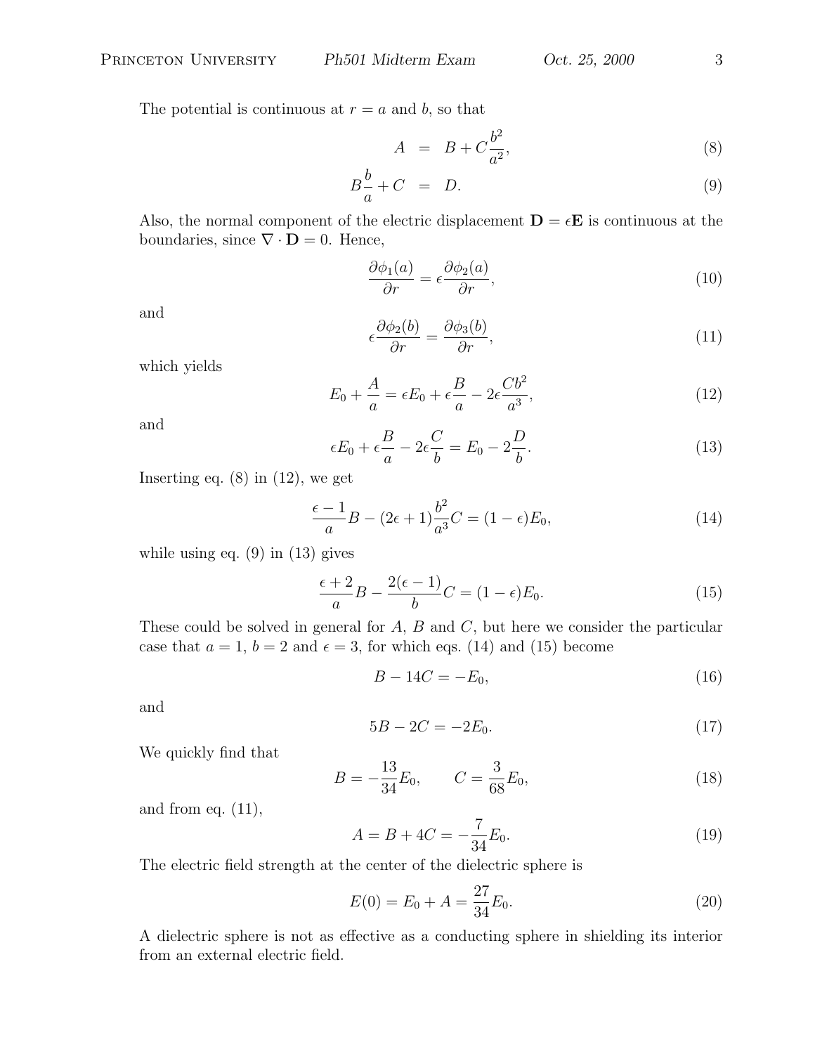The potential is continuous at $r = a$ and $b$, so that

$$A = B + C\frac{b^2}{a^2}, \tag{8}$$

$$B\frac{b}{a} + C = D. \tag{9}$$

Also, the normal component of the electric displacement $\mathbf{D} = \epsilon\mathbf{E}$ is continuous at the boundaries, since $\nabla \cdot \mathbf{D} = 0$. Hence,

$$\frac{\partial\phi_1(a)}{\partial r} = \epsilon\frac{\partial\phi_2(a)}{\partial r}, \tag{10}$$

and

$$\epsilon\frac{\partial\phi_2(b)}{\partial r} = \frac{\partial\phi_3(b)}{\partial r}, \tag{11}$$

which yields

$$E_0 + \frac{A}{a} = \epsilon E_0 + \epsilon\frac{B}{a} - 2\epsilon\frac{Cb^2}{a^3}, \tag{12}$$

and

$$\epsilon E_0 + \epsilon\frac{B}{a} - 2\epsilon\frac{C}{b} = E_0 - 2\frac{D}{b}. \tag{13}$$

Inserting eq. (8) in (12), we get

$$\frac{\epsilon - 1}{a}B - (2\epsilon + 1)\frac{b^2}{a^3}C = (1 - \epsilon)E_0, \tag{14}$$

while using eq. (9) in (13) gives

$$\frac{\epsilon + 2}{a}B - \frac{2(\epsilon - 1)}{b}C = (1 - \epsilon)E_0. \tag{15}$$

These could be solved in general for $A$, $B$ and $C$, but here we consider the particular case that $a = 1$, $b = 2$ and $\epsilon = 3$, for which eqs. (14) and (15) become

$$B - 14C = -E_0, \tag{16}$$

and

$$5B - 2C = -2E_0. \tag{17}$$

We quickly find that

$$B = -\frac{13}{34}E_0, \qquad C = \frac{3}{68}E_0, \tag{18}$$

and from eq. (11),

$$A = B + 4C = -\frac{7}{34}E_0. \tag{19}$$

The electric field strength at the center of the dielectric sphere is

$$E(0) = E_0 + A = \frac{27}{34}E_0. \tag{20}$$

A dielectric sphere is not as effective as a conducting sphere in shielding its interior from an external electric field.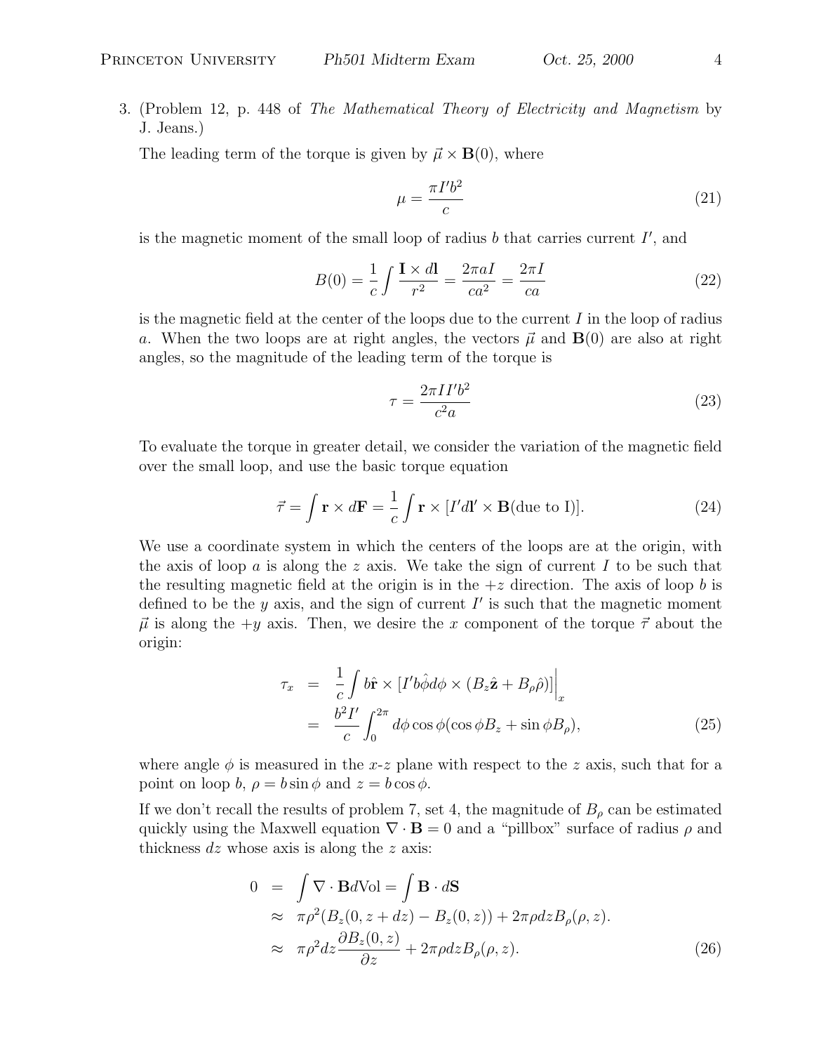3. (Problem 12, p. 448 of *The Mathematical Theory of Electricity and Magnetism* by J. Jeans.)

The leading term of the torque is given by $\vec{\mu} \times \mathbf{B}(0)$, where

$$\mu = \frac{\pi I' b^2}{c} \tag{21}$$

is the magnetic moment of the small loop of radius $b$ that carries current $I'$, and

$$B(0) = \frac{1}{c} \int \frac{\mathbf{I} \times d\mathbf{l}}{r^2} = \frac{2\pi a I}{ca^2} = \frac{2\pi I}{ca} \tag{22}$$

is the magnetic field at the center of the loops due to the current $I$ in the loop of radius $a$. When the two loops are at right angles, the vectors $\vec{\mu}$ and $\mathbf{B}(0)$ are also at right angles, so the magnitude of the leading term of the torque is

$$\tau = \frac{2\pi I I' b^2}{c^2 a} \tag{23}$$

To evaluate the torque in greater detail, we consider the variation of the magnetic field over the small loop, and use the basic torque equation

$$\vec{\tau} = \int \mathbf{r} \times d\mathbf{F} = \frac{1}{c} \int \mathbf{r} \times [I' d\mathbf{l}' \times \mathbf{B}(\text{due to I})]. \tag{24}$$

We use a coordinate system in which the centers of the loops are at the origin, with the axis of loop $a$ is along the $z$ axis. We take the sign of current $I$ to be such that the resulting magnetic field at the origin is in the $+z$ direction. The axis of loop $b$ is defined to be the $y$ axis, and the sign of current $I'$ is such that the magnetic moment $\vec{\mu}$ is along the $+y$ axis. Then, we desire the $x$ component of the torque $\vec{\tau}$ about the origin:

$$\begin{aligned}
\tau_x &= \frac{1}{c} \int b\hat{\mathbf{r}} \times [I' b\hat{\phi} d\phi \times (B_z \hat{\mathbf{z}} + B_\rho \hat{\rho})]\Big|_x \\
&= \frac{b^2 I'}{c} \int_0^{2\pi} d\phi \cos\phi (\cos\phi B_z + \sin\phi B_\rho),
\end{aligned} \tag{25}$$

where angle $\phi$ is measured in the $x$-$z$ plane with respect to the $z$ axis, such that for a point on loop $b$, $\rho = b \sin\phi$ and $z = b\cos\phi$.

If we don't recall the results of problem 7, set 4, the magnitude of $B_\rho$ can be estimated quickly using the Maxwell equation $\nabla \cdot \mathbf{B} = 0$ and a "pillbox" surface of radius $\rho$ and thickness $dz$ whose axis is along the $z$ axis:

$$\begin{aligned}
0 &= \int \nabla \cdot \mathbf{B} d\text{Vol} = \int \mathbf{B} \cdot d\mathbf{S} \\
&\approx \pi\rho^2 (B_z(0, z + dz) - B_z(0, z)) + 2\pi\rho dz B_\rho(\rho, z). \\
&\approx \pi\rho^2 dz \frac{\partial B_z(0, z)}{\partial z} + 2\pi\rho dz B_\rho(\rho, z).
\end{aligned} \tag{26}$$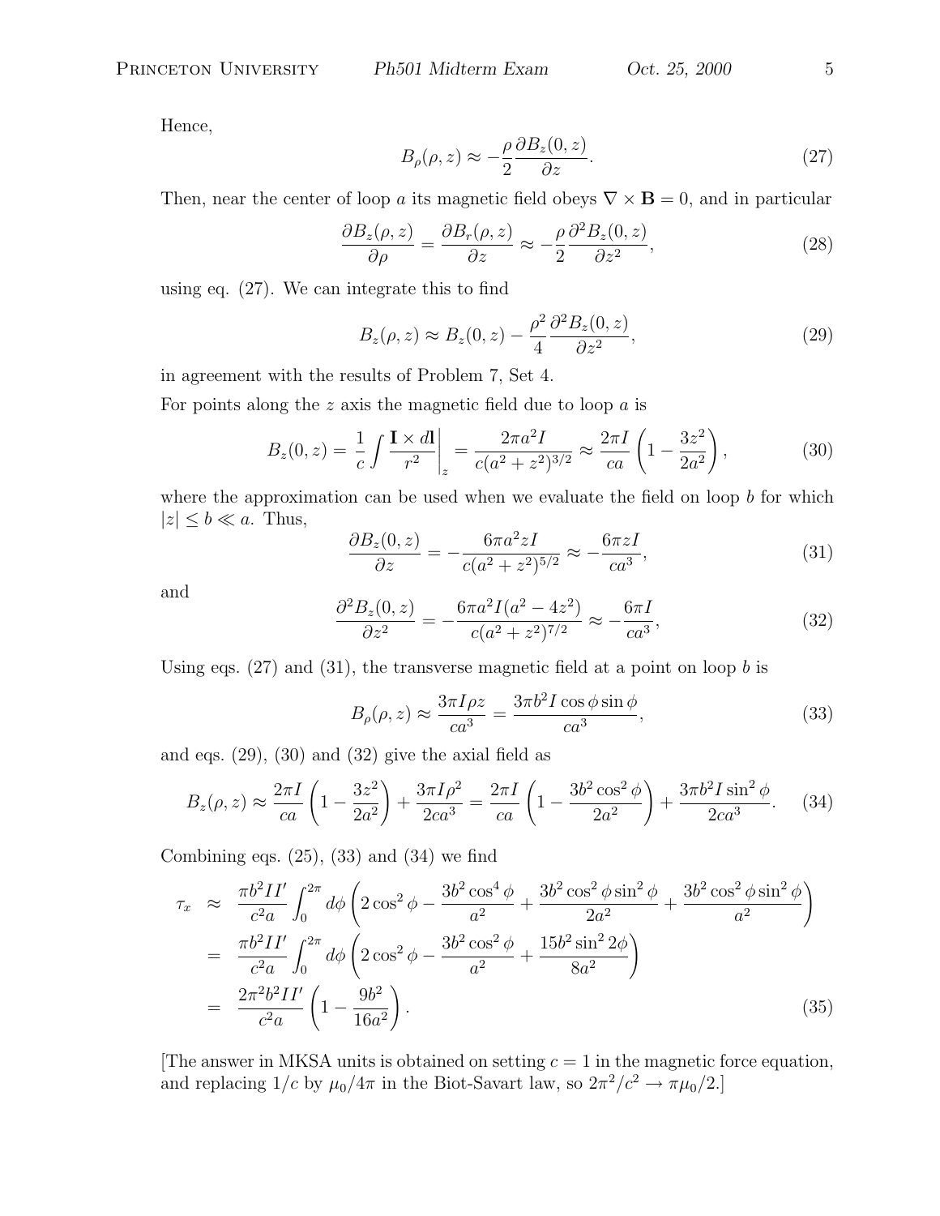Hence,

$$B_\rho(\rho, z) \approx -\frac{\rho}{2}\frac{\partial B_z(0,z)}{\partial z}. \tag{27}$$

Then, near the center of loop $a$ its magnetic field obeys $\nabla \times \mathbf{B} = 0$, and in particular

$$\frac{\partial B_z(\rho, z)}{\partial \rho} = \frac{\partial B_r(\rho, z)}{\partial z} \approx -\frac{\rho}{2}\frac{\partial^2 B_z(0,z)}{\partial z^2}, \tag{28}$$

using eq. (27). We can integrate this to find

$$B_z(\rho, z) \approx B_z(0, z) - \frac{\rho^2}{4}\frac{\partial^2 B_z(0,z)}{\partial z^2}, \tag{29}$$

in agreement with the results of Problem 7, Set 4.

For points along the $z$ axis the magnetic field due to loop $a$ is

$$B_z(0, z) = \frac{1}{c}\int \frac{\mathbf{I} \times d\mathbf{l}}{r^2}\bigg|_z = \frac{2\pi a^2 I}{c(a^2 + z^2)^{3/2}} \approx \frac{2\pi I}{ca}\left(1 - \frac{3z^2}{2a^2}\right), \tag{30}$$

where the approximation can be used when we evaluate the field on loop $b$ for which $|z| \le b \ll a$. Thus,

$$\frac{\partial B_z(0,z)}{\partial z} = -\frac{6\pi a^2 z I}{c(a^2 + z^2)^{5/2}} \approx -\frac{6\pi z I}{ca^3}, \tag{31}$$

and

$$\frac{\partial^2 B_z(0,z)}{\partial z^2} = -\frac{6\pi a^2 I (a^2 - 4z^2)}{c(a^2 + z^2)^{7/2}} \approx -\frac{6\pi I}{ca^3}, \tag{32}$$

Using eqs. (27) and (31), the transverse magnetic field at a point on loop $b$ is

$$B_\rho(\rho, z) \approx \frac{3\pi I \rho z}{ca^3} = \frac{3\pi b^2 I \cos\phi \sin\phi}{ca^3}, \tag{33}$$

and eqs. (29), (30) and (32) give the axial field as

$$B_z(\rho, z) \approx \frac{2\pi I}{ca}\left(1 - \frac{3z^2}{2a^2}\right) + \frac{3\pi I \rho^2}{2ca^3} = \frac{2\pi I}{ca}\left(1 - \frac{3b^2 \cos^2\phi}{2a^2}\right) + \frac{3\pi b^2 I \sin^2\phi}{2ca^3}. \tag{34}$$

Combining eqs. (25), (33) and (34) we find

$$\begin{aligned}
\tau_x &\approx \frac{\pi b^2 I I'}{c^2 a}\int_0^{2\pi} d\phi \left(2\cos^2\phi - \frac{3b^2 \cos^4\phi}{a^2} + \frac{3b^2 \cos^2\phi \sin^2\phi}{2a^2} + \frac{3b^2 \cos^2\phi \sin^2\phi}{a^2}\right) \\
&= \frac{\pi b^2 I I'}{c^2 a}\int_0^{2\pi} d\phi \left(2\cos^2\phi - \frac{3b^2 \cos^2\phi}{a^2} + \frac{15 b^2 \sin^2 2\phi}{8a^2}\right) \\
&= \frac{2\pi^2 b^2 I I'}{c^2 a}\left(1 - \frac{9b^2}{16a^2}\right).
\end{aligned} \tag{35}$$

[The answer in MKSA units is obtained on setting $c = 1$ in the magnetic force equation, and replacing $1/c$ by $\mu_0/4\pi$ in the Biot-Savart law, so $2\pi^2/c^2 \to \pi\mu_0/2$.]